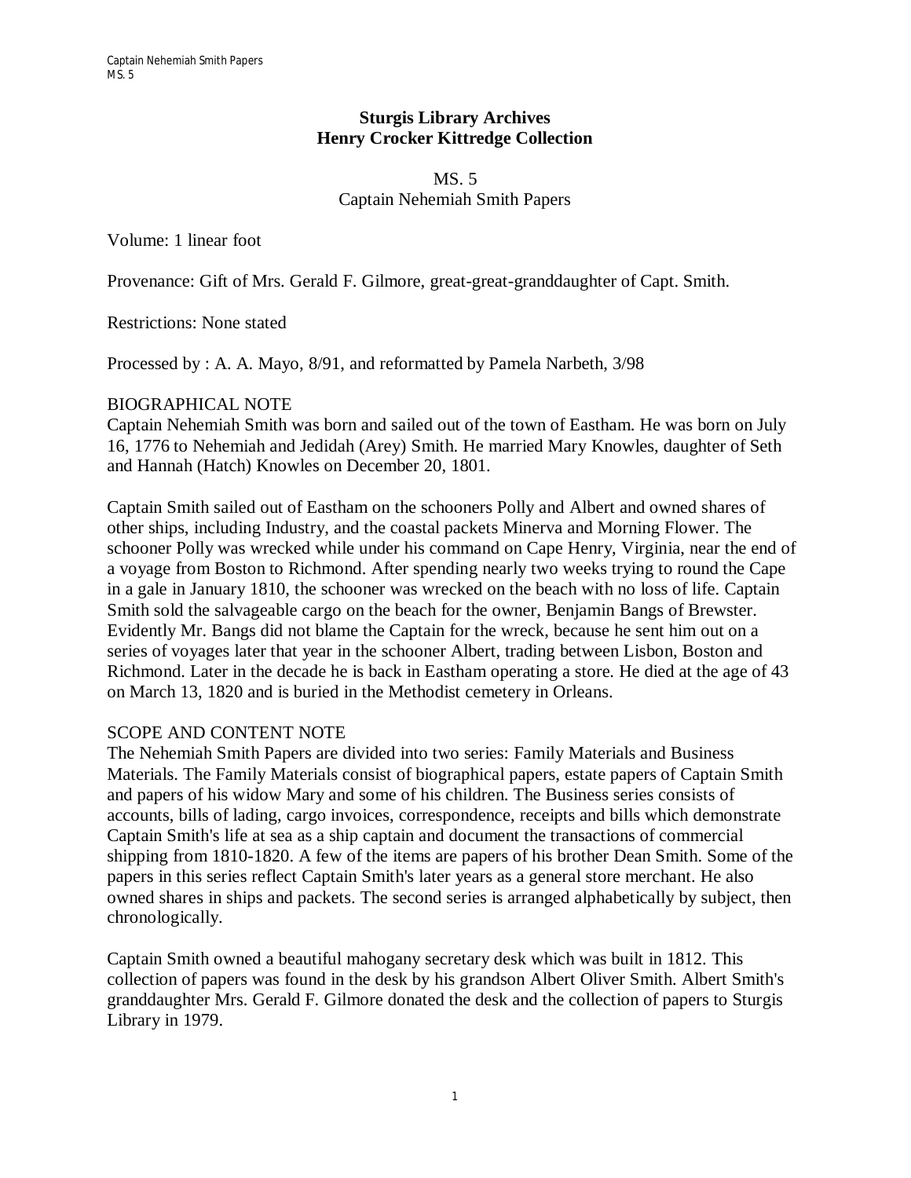**Sturgis Library Archives**
**Henry Crocker Kittredge Collection**

MS. 5
Captain Nehemiah Smith Papers

Volume: 1 linear foot

Provenance: Gift of Mrs. Gerald F. Gilmore, great-great-granddaughter of Capt. Smith.

Restrictions: None stated

Processed by : A. A. Mayo, 8/91, and reformatted by Pamela Narbeth, 3/98

## BIOGRAPHICAL NOTE

Captain Nehemiah Smith was born and sailed out of the town of Eastham. He was born on July 16, 1776 to Nehemiah and Jedidah (Arey) Smith. He married Mary Knowles, daughter of Seth and Hannah (Hatch) Knowles on December 20, 1801.

Captain Smith sailed out of Eastham on the schooners Polly and Albert and owned shares of other ships, including Industry, and the coastal packets Minerva and Morning Flower. The schooner Polly was wrecked while under his command on Cape Henry, Virginia, near the end of a voyage from Boston to Richmond. After spending nearly two weeks trying to round the Cape in a gale in January 1810, the schooner was wrecked on the beach with no loss of life. Captain Smith sold the salvageable cargo on the beach for the owner, Benjamin Bangs of Brewster. Evidently Mr. Bangs did not blame the Captain for the wreck, because he sent him out on a series of voyages later that year in the schooner Albert, trading between Lisbon, Boston and Richmond. Later in the decade he is back in Eastham operating a store. He died at the age of 43 on March 13, 1820 and is buried in the Methodist cemetery in Orleans.

## SCOPE AND CONTENT NOTE

The Nehemiah Smith Papers are divided into two series: Family Materials and Business Materials. The Family Materials consist of biographical papers, estate papers of Captain Smith and papers of his widow Mary and some of his children. The Business series consists of accounts, bills of lading, cargo invoices, correspondence, receipts and bills which demonstrate Captain Smith's life at sea as a ship captain and document the transactions of commercial shipping from 1810-1820. A few of the items are papers of his brother Dean Smith. Some of the papers in this series reflect Captain Smith's later years as a general store merchant. He also owned shares in ships and packets. The second series is arranged alphabetically by subject, then chronologically.

Captain Smith owned a beautiful mahogany secretary desk which was built in 1812. This collection of papers was found in the desk by his grandson Albert Oliver Smith. Albert Smith's granddaughter Mrs. Gerald F. Gilmore donated the desk and the collection of papers to Sturgis Library in 1979.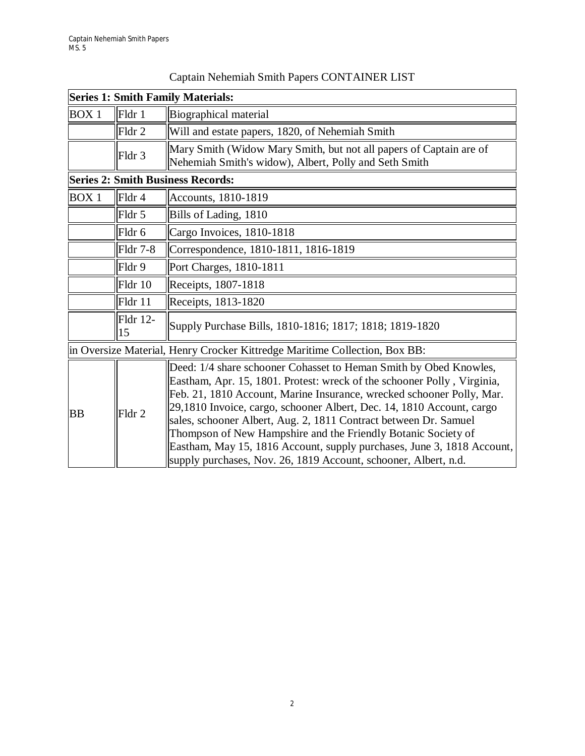# Captain Nehemiah Smith Papers CONTAINER LIST

| | | |
|---|---|---|
| **Series 1: Smith Family Materials:** | | |
| BOX 1 | Fldr 1 | Biographical material |
| | Fldr 2 | Will and estate papers, 1820, of Nehemiah Smith |
| | Fldr 3 | Mary Smith (Widow Mary Smith, but not all papers of Captain are of Nehemiah Smith's widow), Albert, Polly and Seth Smith |
| **Series 2: Smith Business Records:** | | |
| BOX 1 | Fldr 4 | Accounts, 1810-1819 |
| | Fldr 5 | Bills of Lading, 1810 |
| | Fldr 6 | Cargo Invoices, 1810-1818 |
| | Fldr 7-8 | Correspondence, 1810-1811, 1816-1819 |
| | Fldr 9 | Port Charges, 1810-1811 |
| | Fldr 10 | Receipts, 1807-1818 |
| | Fldr 11 | Receipts, 1813-1820 |
| | Fldr 12-15 | Supply Purchase Bills, 1810-1816; 1817; 1818; 1819-1820 |
| in Oversize Material, Henry Crocker Kittredge Maritime Collection, Box BB: | | |
| BB | Fldr 2 | Deed: 1/4 share schooner Cohasset to Heman Smith by Obed Knowles, Eastham, Apr. 15, 1801. Protest: wreck of the schooner Polly , Virginia, Feb. 21, 1810 Account, Marine Insurance, wrecked schooner Polly, Mar. 29,1810 Invoice, cargo, schooner Albert, Dec. 14, 1810 Account, cargo sales, schooner Albert, Aug. 2, 1811 Contract between Dr. Samuel Thompson of New Hampshire and the Friendly Botanic Society of Eastham, May 15, 1816 Account, supply purchases, June 3, 1818 Account, supply purchases, Nov. 26, 1819 Account, schooner, Albert, n.d. |